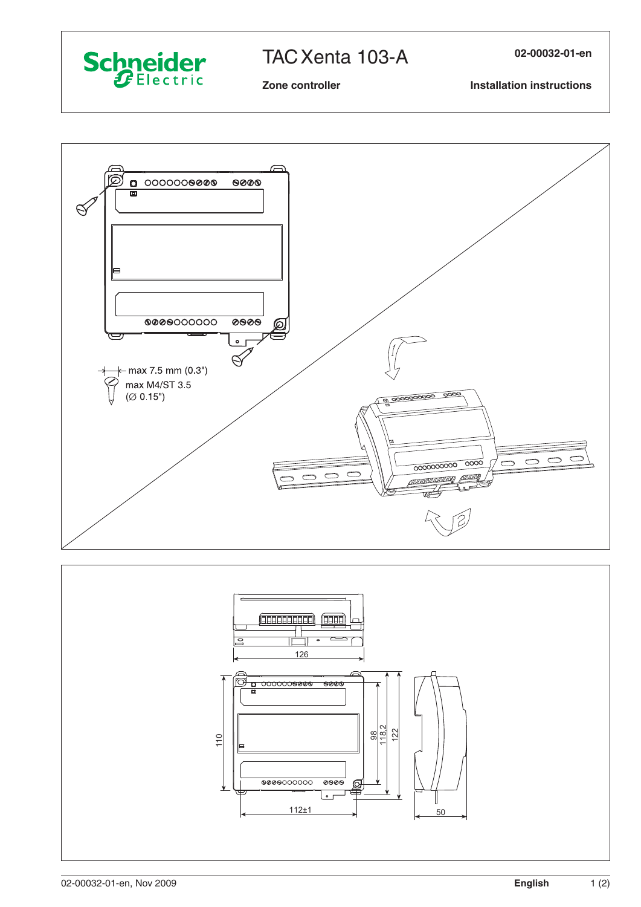# TAC Xenta 103-A

**Zone controller**

**02-00032-01-en**

**Installation instructions**

max 7.5 mm (0.3")

max M4/ST 3.5

(∅ 0.15")

126

110

98

118.2

122

112±1

50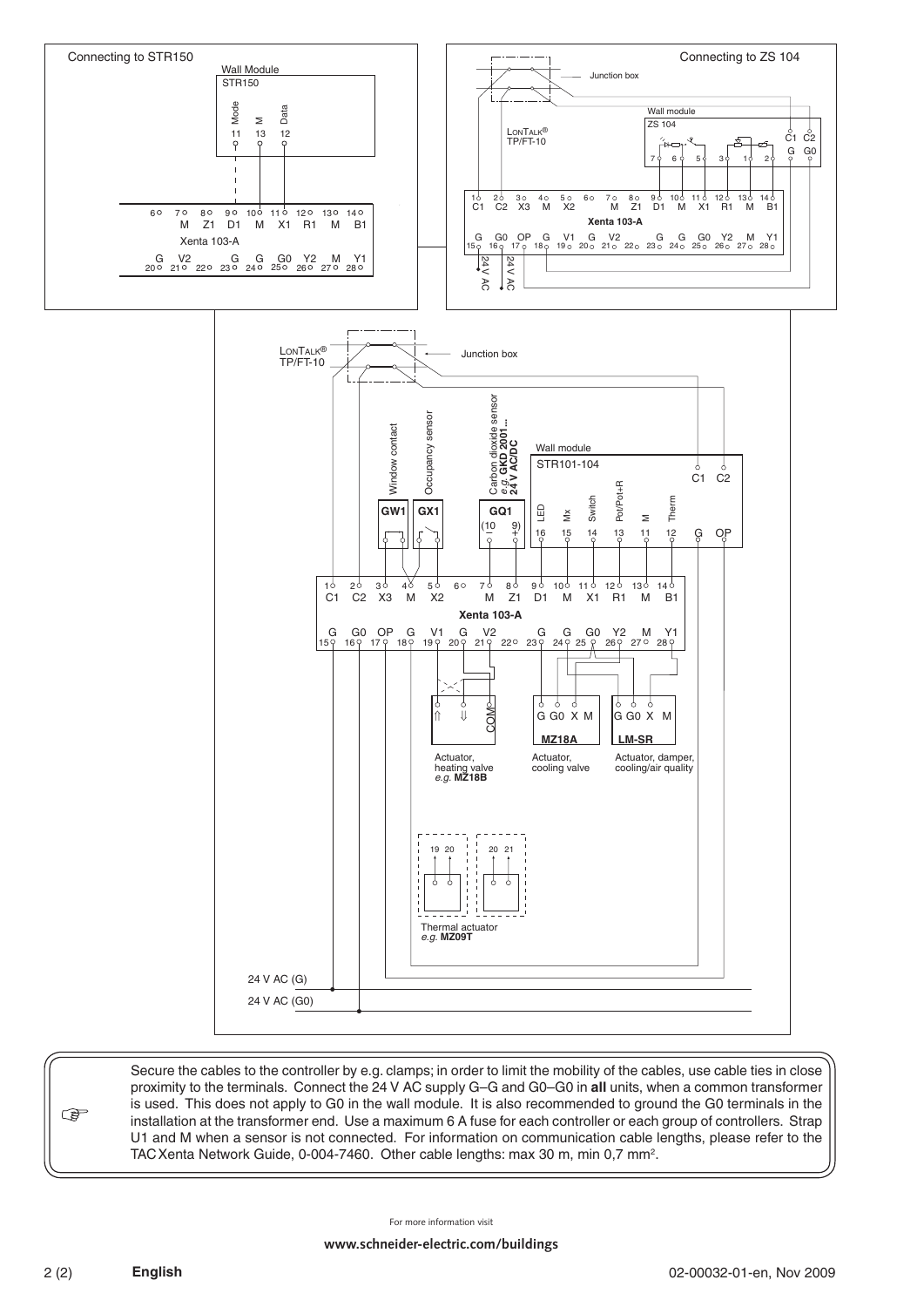Connecting to STR150

Wall Module
STR150

Mode Data
11 13 12

6 7 8 9 10 11 12 13 14
M Z1 D1 M X1 R1 M B1
Xenta 103-A
G V2 G G G0 Y2 M Y1
20 21 22 23 24 25 26 27 28

Connecting to ZS 104

Junction box

LONTALK®
TP/FT-10

Wall module
ZS 104
C1 C2
G G0
7 6 5 3 1 2

1 2 3 4 5 6 7 8 9 10 11 12 13 14
C1 C2 X3 M X2 M Z1 D1 M X1 R1 M B1
Xenta 103-A
G G0 OP G V1 G V2 G G G0 Y2 M Y1
15 16 17 18 19 20 21 22 23 24 25 26 27 28
24 V AC 24 V AC

LONTALK®
TP/FT-10

Junction box

Window contact
Occupancy sensor
Carbon dioxide sensor *e.g.* **GKD 2001...** **24 V AC/DC**

Wall module
STR101-104
C1 C2

GW1 GX1 GQ1
(10 9)
– +

LED Mx Switch Pot/Pot+R M Therm
16 15 14 13 11 12 G OP

1 2 3 4 5 6 7 8 9 10 11 12 13 14
C1 C2 X3 M X2 M Z1 D1 M X1 R1 M B1
**Xenta 103-A**
G G0 OP G V1 G V2 G G G0 Y2 M Y1
15 16 17 18 19 20 21 22 23 24 25 26 27 28

COM
G G0 X M
**MZ18A**
G G0 X M
**LM-SR**

Actuator, heating valve *e.g.* **MZ18B**

Actuator, cooling valve

Actuator, damper, cooling/air quality

19 20
20 21

Thermal actuator *e.g.* **MZ09T**

24 V AC (G)
24 V AC (G0)

Secure the cables to the controller by e.g. clamps; in order to limit the mobility of the cables, use cable ties in close proximity to the terminals. Connect the 24 V AC supply G–G and G0–G0 in **all** units, when a common transformer is used. This does not apply to G0 in the wall module. It is also recommended to ground the G0 terminals in the installation at the transformer end. Use a maximum 6 A fuse for each controller or each group of controllers. Strap U1 and M when a sensor is not connected. For information on communication cable lengths, please refer to the TAC Xenta Network Guide, 0-004-7460. Other cable lengths: max 30 m, min 0,7 mm$^2$.

For more information visit

**www.schneider-electric.com/buildings**

**English**

02-00032-01-en, Nov 2009